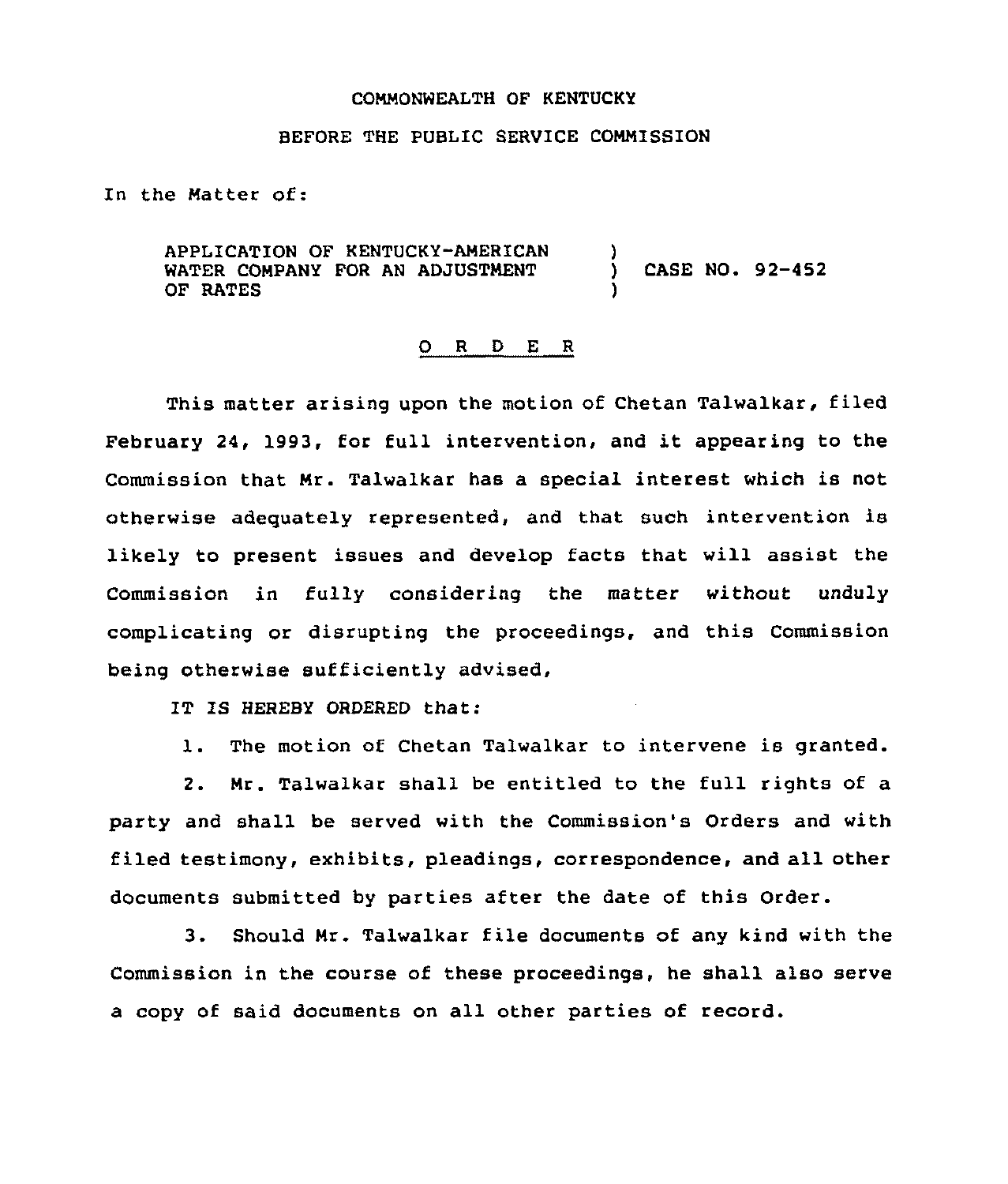COMMONWEALTH OF KENTUCKY

BEFORE THE PUBLIC SERVICE COMMISSION

In the Matter of:

APPLICATION OF KENTUCKY-AMERICAN WATER COMPANY FOR AN ADJUSTMENT OF RATES ) CASE NO. 92-452

O R D E R

This matter arising upon the motion of Chetan Talwalkar, filed February 24, 1993, for full intervention, and it appearing to the Commission that Mr. Talwalkar has a special interest which is not otherwise adequately represented, and that such intervention is likely to present issues and develop facts that will assist the Commission in fully considering the matter without unduly complicating or disrupting the proceedings, and this Commission being otherwise sufficiently advised,

IT IS HEREBY ORDERED that:

1. The motion of Chetan Talwalkar to intervene is granted.

2. Mr. Talwalkar shall be entitled to the full rights of a party and shall be served with the Commission's Orders and with filed testimony, exhibits, pleadings, correspondence, and all other documents submitted by parties after the date of this Order.

3. Should Mr. Talwalkar file documents of any kind with the Commission in the course of these proceedings, he shall also serve a copy of said documents on all other parties of record.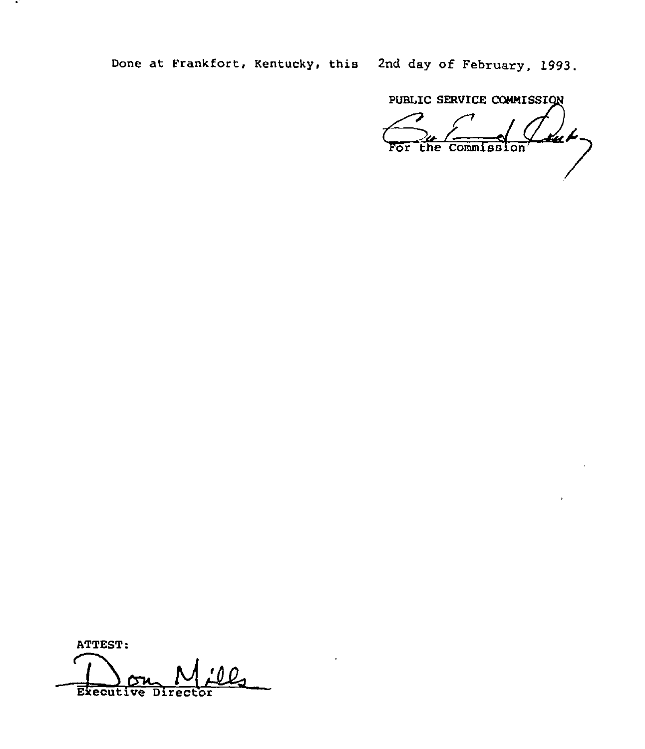Done at Frankfort, Kentucky, this 2nd day of February, 1993.

PUBLIC SERVICE COMMISSION

For the Commission

ATTEST:

Executive Director